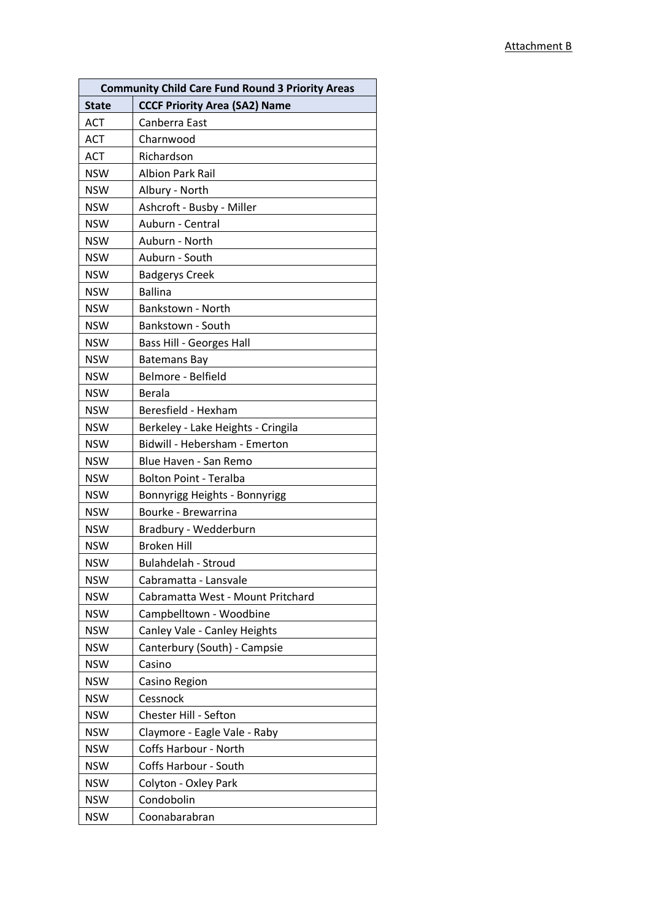Attachment B

| Community Child Care Fund Round 3 Priority Areas | |
|---|---|
| **State** | **CCCF Priority Area (SA2) Name** |
| ACT | Canberra East |
| ACT | Charnwood |
| ACT | Richardson |
| NSW | Albion Park Rail |
| NSW | Albury - North |
| NSW | Ashcroft - Busby - Miller |
| NSW | Auburn - Central |
| NSW | Auburn - North |
| NSW | Auburn - South |
| NSW | Badgerys Creek |
| NSW | Ballina |
| NSW | Bankstown - North |
| NSW | Bankstown - South |
| NSW | Bass Hill - Georges Hall |
| NSW | Batemans Bay |
| NSW | Belmore - Belfield |
| NSW | Berala |
| NSW | Beresfield - Hexham |
| NSW | Berkeley - Lake Heights - Cringila |
| NSW | Bidwill - Hebersham - Emerton |
| NSW | Blue Haven - San Remo |
| NSW | Bolton Point - Teralba |
| NSW | Bonnyrigg Heights - Bonnyrigg |
| NSW | Bourke - Brewarrina |
| NSW | Bradbury - Wedderburn |
| NSW | Broken Hill |
| NSW | Bulahdelah - Stroud |
| NSW | Cabramatta - Lansvale |
| NSW | Cabramatta West - Mount Pritchard |
| NSW | Campbelltown - Woodbine |
| NSW | Canley Vale - Canley Heights |
| NSW | Canterbury (South) - Campsie |
| NSW | Casino |
| NSW | Casino Region |
| NSW | Cessnock |
| NSW | Chester Hill - Sefton |
| NSW | Claymore - Eagle Vale - Raby |
| NSW | Coffs Harbour - North |
| NSW | Coffs Harbour - South |
| NSW | Colyton - Oxley Park |
| NSW | Condobolin |
| NSW | Coonabarabran |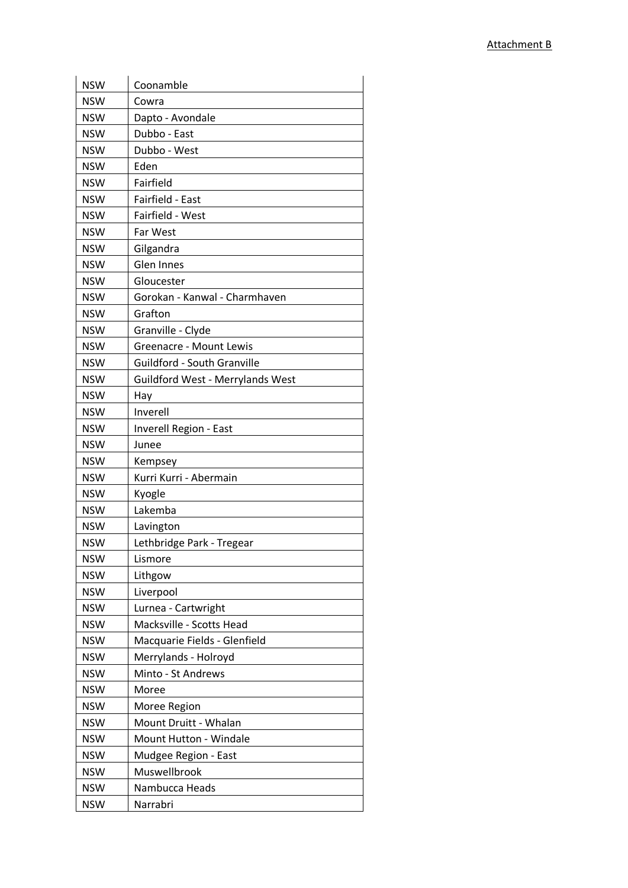Attachment B

| | |
|---|---|
| NSW | Coonamble |
| NSW | Cowra |
| NSW | Dapto - Avondale |
| NSW | Dubbo - East |
| NSW | Dubbo - West |
| NSW | Eden |
| NSW | Fairfield |
| NSW | Fairfield - East |
| NSW | Fairfield - West |
| NSW | Far West |
| NSW | Gilgandra |
| NSW | Glen Innes |
| NSW | Gloucester |
| NSW | Gorokan - Kanwal - Charmhaven |
| NSW | Grafton |
| NSW | Granville - Clyde |
| NSW | Greenacre - Mount Lewis |
| NSW | Guildford - South Granville |
| NSW | Guildford West - Merrylands West |
| NSW | Hay |
| NSW | Inverell |
| NSW | Inverell Region - East |
| NSW | Junee |
| NSW | Kempsey |
| NSW | Kurri Kurri - Abermain |
| NSW | Kyogle |
| NSW | Lakemba |
| NSW | Lavington |
| NSW | Lethbridge Park - Tregear |
| NSW | Lismore |
| NSW | Lithgow |
| NSW | Liverpool |
| NSW | Lurnea - Cartwright |
| NSW | Macksville - Scotts Head |
| NSW | Macquarie Fields - Glenfield |
| NSW | Merrylands - Holroyd |
| NSW | Minto - St Andrews |
| NSW | Moree |
| NSW | Moree Region |
| NSW | Mount Druitt - Whalan |
| NSW | Mount Hutton - Windale |
| NSW | Mudgee Region - East |
| NSW | Muswellbrook |
| NSW | Nambucca Heads |
| NSW | Narrabri |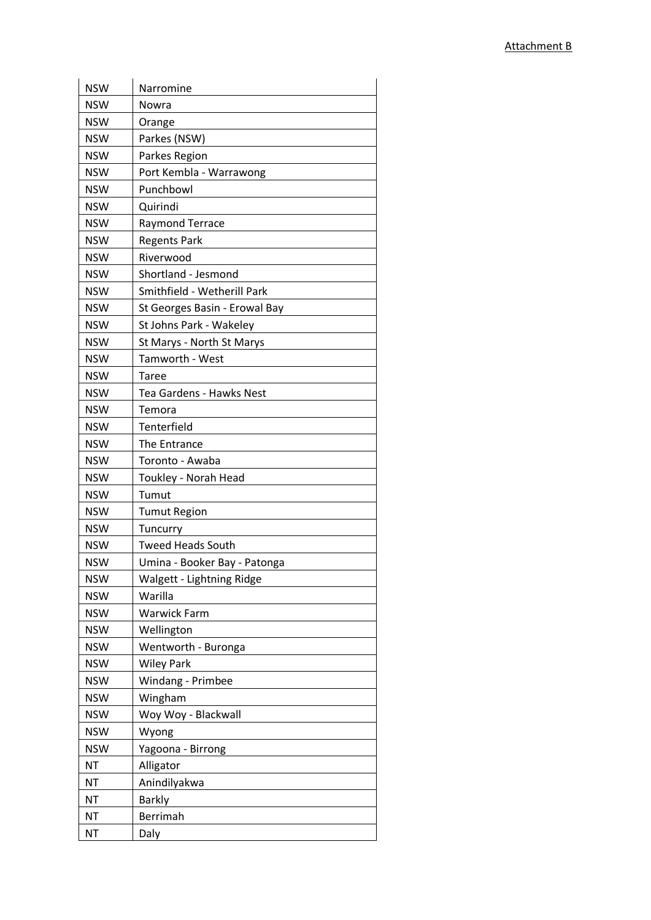Attachment B

| | |
|---|---|
| NSW | Narromine |
| NSW | Nowra |
| NSW | Orange |
| NSW | Parkes (NSW) |
| NSW | Parkes Region |
| NSW | Port Kembla - Warrawong |
| NSW | Punchbowl |
| NSW | Quirindi |
| NSW | Raymond Terrace |
| NSW | Regents Park |
| NSW | Riverwood |
| NSW | Shortland - Jesmond |
| NSW | Smithfield - Wetherill Park |
| NSW | St Georges Basin - Erowal Bay |
| NSW | St Johns Park - Wakeley |
| NSW | St Marys - North St Marys |
| NSW | Tamworth - West |
| NSW | Taree |
| NSW | Tea Gardens - Hawks Nest |
| NSW | Temora |
| NSW | Tenterfield |
| NSW | The Entrance |
| NSW | Toronto - Awaba |
| NSW | Toukley - Norah Head |
| NSW | Tumut |
| NSW | Tumut Region |
| NSW | Tuncurry |
| NSW | Tweed Heads South |
| NSW | Umina - Booker Bay - Patonga |
| NSW | Walgett - Lightning Ridge |
| NSW | Warilla |
| NSW | Warwick Farm |
| NSW | Wellington |
| NSW | Wentworth - Buronga |
| NSW | Wiley Park |
| NSW | Windang - Primbee |
| NSW | Wingham |
| NSW | Woy Woy - Blackwall |
| NSW | Wyong |
| NSW | Yagoona - Birrong |
| NT | Alligator |
| NT | Anindilyakwa |
| NT | Barkly |
| NT | Berrimah |
| NT | Daly |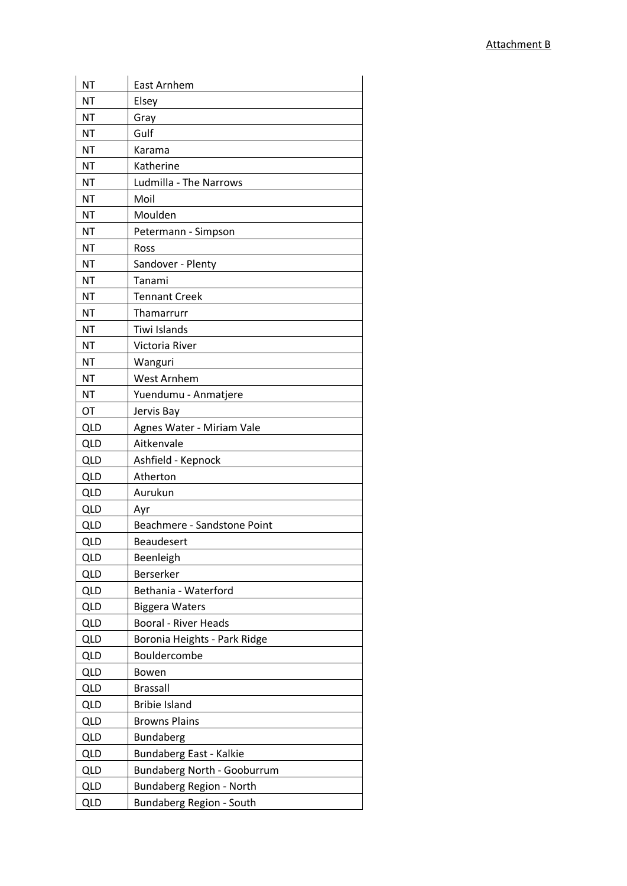| NT | East Arnhem |
| --- | --- |
| NT | Elsey |
| NT | Gray |
| NT | Gulf |
| NT | Karama |
| NT | Katherine |
| NT | Ludmilla - The Narrows |
| NT | Moil |
| NT | Moulden |
| NT | Petermann - Simpson |
| NT | Ross |
| NT | Sandover - Plenty |
| NT | Tanami |
| NT | Tennant Creek |
| NT | Thamarrurr |
| NT | Tiwi Islands |
| NT | Victoria River |
| NT | Wanguri |
| NT | West Arnhem |
| NT | Yuendumu - Anmatjere |
| OT | Jervis Bay |
| QLD | Agnes Water - Miriam Vale |
| QLD | Aitkenvale |
| QLD | Ashfield - Kepnock |
| QLD | Atherton |
| QLD | Aurukun |
| QLD | Ayr |
| QLD | Beachmere - Sandstone Point |
| QLD | Beaudesert |
| QLD | Beenleigh |
| QLD | Berserker |
| QLD | Bethania - Waterford |
| QLD | Biggera Waters |
| QLD | Booral - River Heads |
| QLD | Boronia Heights - Park Ridge |
| QLD | Bouldercombe |
| QLD | Bowen |
| QLD | Brassall |
| QLD | Bribie Island |
| QLD | Browns Plains |
| QLD | Bundaberg |
| QLD | Bundaberg East - Kalkie |
| QLD | Bundaberg North - Gooburrum |
| QLD | Bundaberg Region - North |
| QLD | Bundaberg Region - South |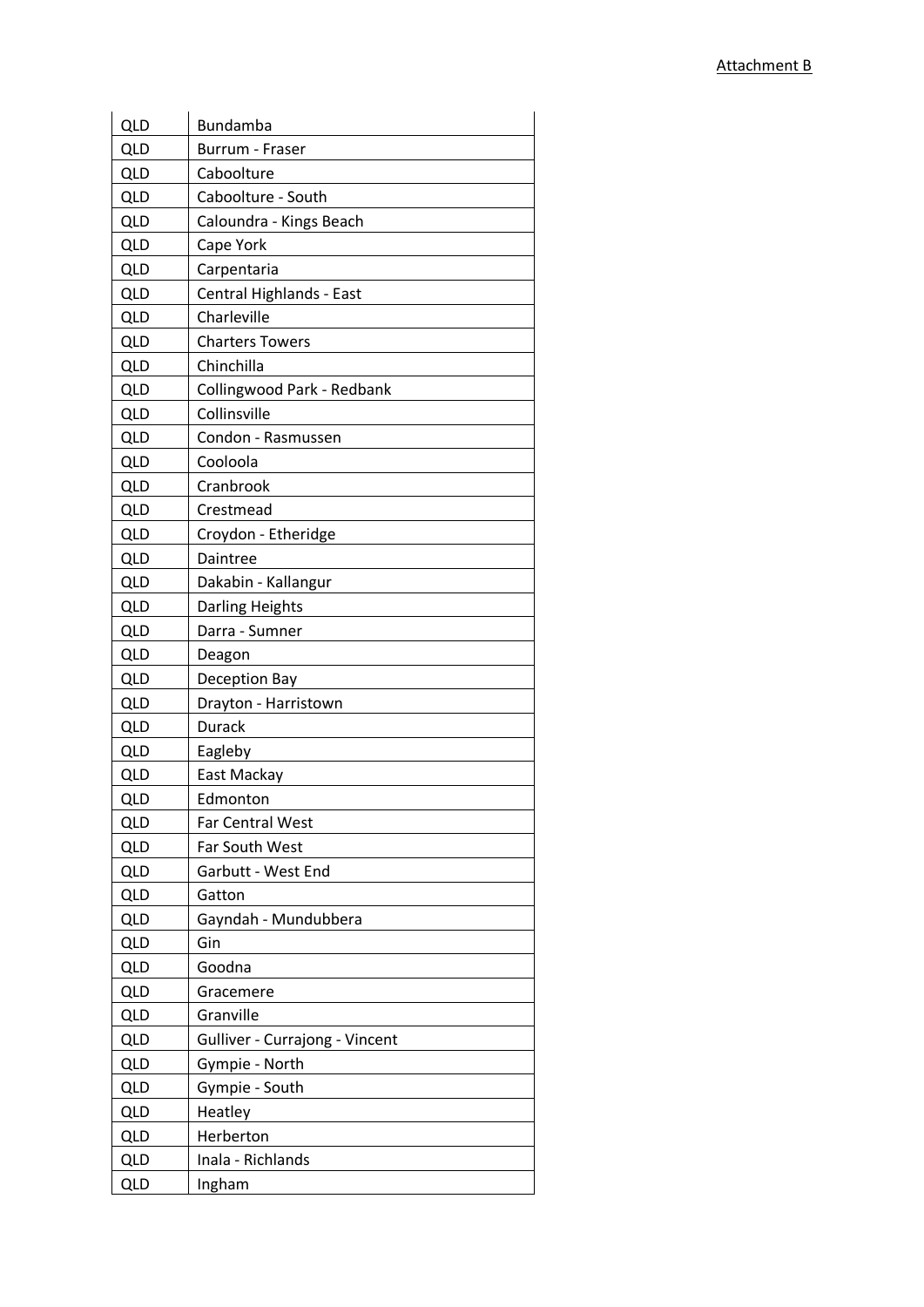Attachment B

| QLD | Bundamba |
|---|---|
| QLD | Burrum - Fraser |
| QLD | Caboolture |
| QLD | Caboolture - South |
| QLD | Caloundra - Kings Beach |
| QLD | Cape York |
| QLD | Carpentaria |
| QLD | Central Highlands - East |
| QLD | Charleville |
| QLD | Charters Towers |
| QLD | Chinchilla |
| QLD | Collingwood Park - Redbank |
| QLD | Collinsville |
| QLD | Condon - Rasmussen |
| QLD | Cooloola |
| QLD | Cranbrook |
| QLD | Crestmead |
| QLD | Croydon - Etheridge |
| QLD | Daintree |
| QLD | Dakabin - Kallangur |
| QLD | Darling Heights |
| QLD | Darra - Sumner |
| QLD | Deagon |
| QLD | Deception Bay |
| QLD | Drayton - Harristown |
| QLD | Durack |
| QLD | Eagleby |
| QLD | East Mackay |
| QLD | Edmonton |
| QLD | Far Central West |
| QLD | Far South West |
| QLD | Garbutt - West End |
| QLD | Gatton |
| QLD | Gayndah - Mundubbera |
| QLD | Gin |
| QLD | Goodna |
| QLD | Gracemere |
| QLD | Granville |
| QLD | Gulliver - Currajong - Vincent |
| QLD | Gympie - North |
| QLD | Gympie - South |
| QLD | Heatley |
| QLD | Herberton |
| QLD | Inala - Richlands |
| QLD | Ingham |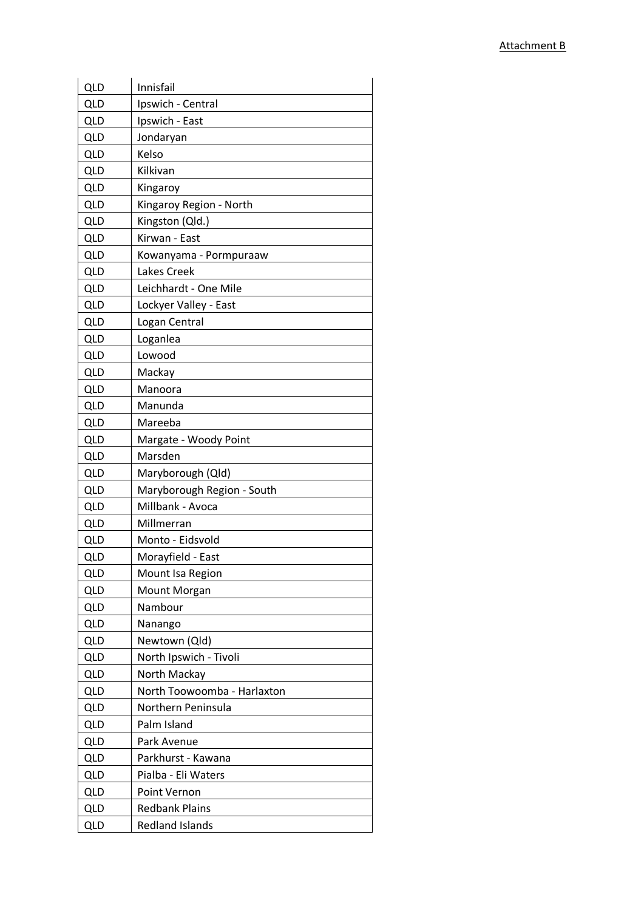| QLD | Innisfail |
|---|---|
| QLD | Ipswich - Central |
| QLD | Ipswich - East |
| QLD | Jondaryan |
| QLD | Kelso |
| QLD | Kilkivan |
| QLD | Kingaroy |
| QLD | Kingaroy Region - North |
| QLD | Kingston (Qld.) |
| QLD | Kirwan - East |
| QLD | Kowanyama - Pormpuraaw |
| QLD | Lakes Creek |
| QLD | Leichhardt - One Mile |
| QLD | Lockyer Valley - East |
| QLD | Logan Central |
| QLD | Loganlea |
| QLD | Lowood |
| QLD | Mackay |
| QLD | Manoora |
| QLD | Manunda |
| QLD | Mareeba |
| QLD | Margate - Woody Point |
| QLD | Marsden |
| QLD | Maryborough (Qld) |
| QLD | Maryborough Region - South |
| QLD | Millbank - Avoca |
| QLD | Millmerran |
| QLD | Monto - Eidsvold |
| QLD | Morayfield - East |
| QLD | Mount Isa Region |
| QLD | Mount Morgan |
| QLD | Nambour |
| QLD | Nanango |
| QLD | Newtown (Qld) |
| QLD | North Ipswich - Tivoli |
| QLD | North Mackay |
| QLD | North Toowoomba - Harlaxton |
| QLD | Northern Peninsula |
| QLD | Palm Island |
| QLD | Park Avenue |
| QLD | Parkhurst - Kawana |
| QLD | Pialba - Eli Waters |
| QLD | Point Vernon |
| QLD | Redbank Plains |
| QLD | Redland Islands |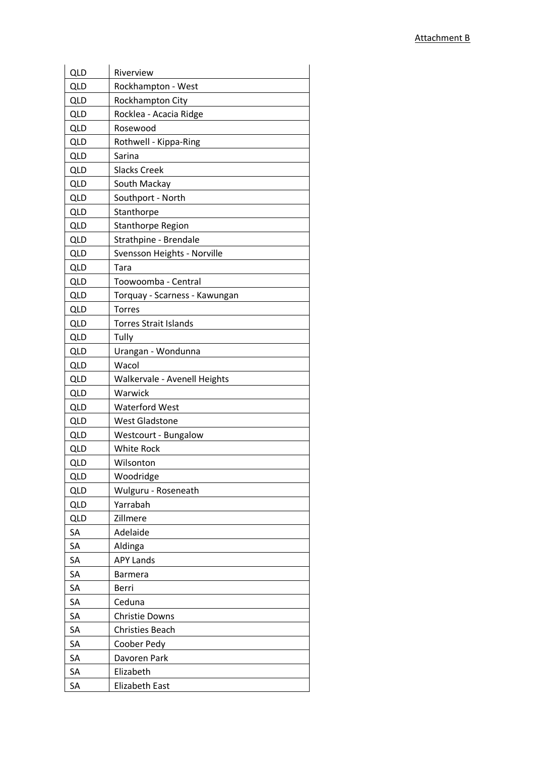| QLD | Riverview |
| --- | --- |
| QLD | Rockhampton - West |
| QLD | Rockhampton City |
| QLD | Rocklea - Acacia Ridge |
| QLD | Rosewood |
| QLD | Rothwell - Kippa-Ring |
| QLD | Sarina |
| QLD | Slacks Creek |
| QLD | South Mackay |
| QLD | Southport - North |
| QLD | Stanthorpe |
| QLD | Stanthorpe Region |
| QLD | Strathpine - Brendale |
| QLD | Svensson Heights - Norville |
| QLD | Tara |
| QLD | Toowoomba - Central |
| QLD | Torquay - Scarness - Kawungan |
| QLD | Torres |
| QLD | Torres Strait Islands |
| QLD | Tully |
| QLD | Urangan - Wondunna |
| QLD | Wacol |
| QLD | Walkervale - Avenell Heights |
| QLD | Warwick |
| QLD | Waterford West |
| QLD | West Gladstone |
| QLD | Westcourt - Bungalow |
| QLD | White Rock |
| QLD | Wilsonton |
| QLD | Woodridge |
| QLD | Wulguru - Roseneath |
| QLD | Yarrabah |
| QLD | Zillmere |
| SA | Adelaide |
| SA | Aldinga |
| SA | APY Lands |
| SA | Barmera |
| SA | Berri |
| SA | Ceduna |
| SA | Christie Downs |
| SA | Christies Beach |
| SA | Coober Pedy |
| SA | Davoren Park |
| SA | Elizabeth |
| SA | Elizabeth East |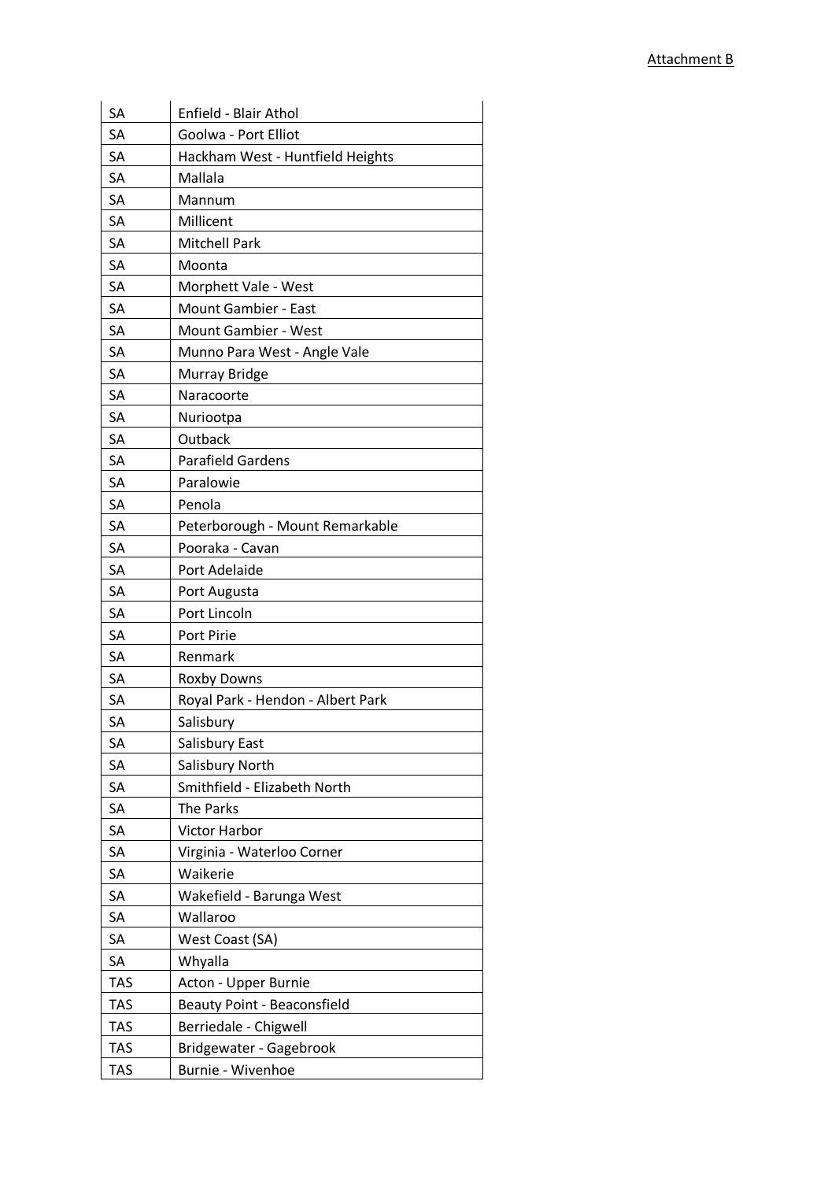| SA | Enfield - Blair Athol |
|---|---|
| SA | Goolwa - Port Elliot |
| SA | Hackham West - Huntfield Heights |
| SA | Mallala |
| SA | Mannum |
| SA | Millicent |
| SA | Mitchell Park |
| SA | Moonta |
| SA | Morphett Vale - West |
| SA | Mount Gambier - East |
| SA | Mount Gambier - West |
| SA | Munno Para West - Angle Vale |
| SA | Murray Bridge |
| SA | Naracoorte |
| SA | Nuriootpa |
| SA | Outback |
| SA | Parafield Gardens |
| SA | Paralowie |
| SA | Penola |
| SA | Peterborough - Mount Remarkable |
| SA | Pooraka - Cavan |
| SA | Port Adelaide |
| SA | Port Augusta |
| SA | Port Lincoln |
| SA | Port Pirie |
| SA | Renmark |
| SA | Roxby Downs |
| SA | Royal Park - Hendon - Albert Park |
| SA | Salisbury |
| SA | Salisbury East |
| SA | Salisbury North |
| SA | Smithfield - Elizabeth North |
| SA | The Parks |
| SA | Victor Harbor |
| SA | Virginia - Waterloo Corner |
| SA | Waikerie |
| SA | Wakefield - Barunga West |
| SA | Wallaroo |
| SA | West Coast (SA) |
| SA | Whyalla |
| TAS | Acton - Upper Burnie |
| TAS | Beauty Point - Beaconsfield |
| TAS | Berriedale - Chigwell |
| TAS | Bridgewater - Gagebrook |
| TAS | Burnie - Wivenhoe |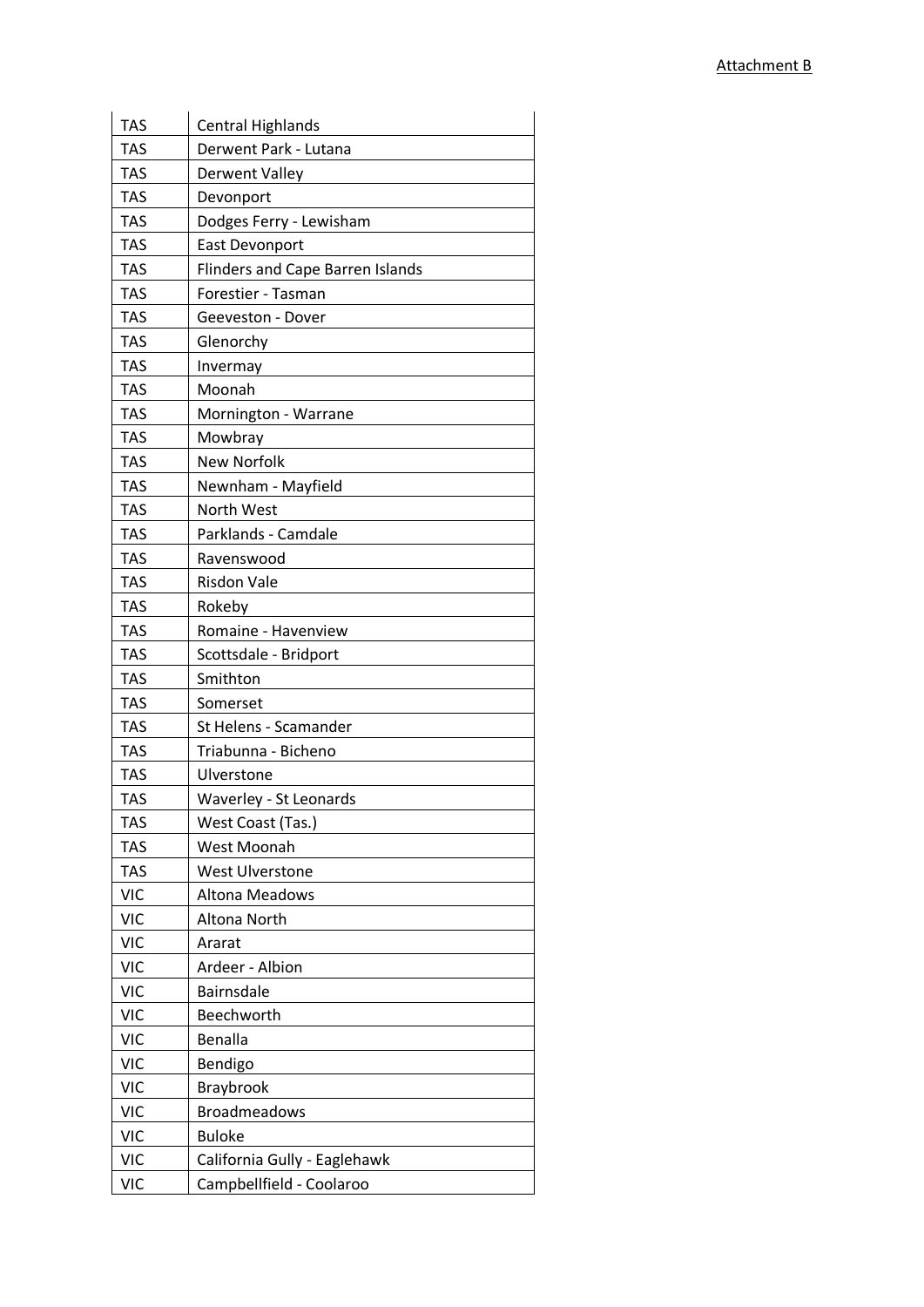| TAS | Central Highlands |
|---|---|
| TAS | Derwent Park - Lutana |
| TAS | Derwent Valley |
| TAS | Devonport |
| TAS | Dodges Ferry - Lewisham |
| TAS | East Devonport |
| TAS | Flinders and Cape Barren Islands |
| TAS | Forestier - Tasman |
| TAS | Geeveston - Dover |
| TAS | Glenorchy |
| TAS | Invermay |
| TAS | Moonah |
| TAS | Mornington - Warrane |
| TAS | Mowbray |
| TAS | New Norfolk |
| TAS | Newnham - Mayfield |
| TAS | North West |
| TAS | Parklands - Camdale |
| TAS | Ravenswood |
| TAS | Risdon Vale |
| TAS | Rokeby |
| TAS | Romaine - Havenview |
| TAS | Scottsdale - Bridport |
| TAS | Smithton |
| TAS | Somerset |
| TAS | St Helens - Scamander |
| TAS | Triabunna - Bicheno |
| TAS | Ulverstone |
| TAS | Waverley - St Leonards |
| TAS | West Coast (Tas.) |
| TAS | West Moonah |
| TAS | West Ulverstone |
| VIC | Altona Meadows |
| VIC | Altona North |
| VIC | Ararat |
| VIC | Ardeer - Albion |
| VIC | Bairnsdale |
| VIC | Beechworth |
| VIC | Benalla |
| VIC | Bendigo |
| VIC | Braybrook |
| VIC | Broadmeadows |
| VIC | Buloke |
| VIC | California Gully - Eaglehawk |
| VIC | Campbellfield - Coolaroo |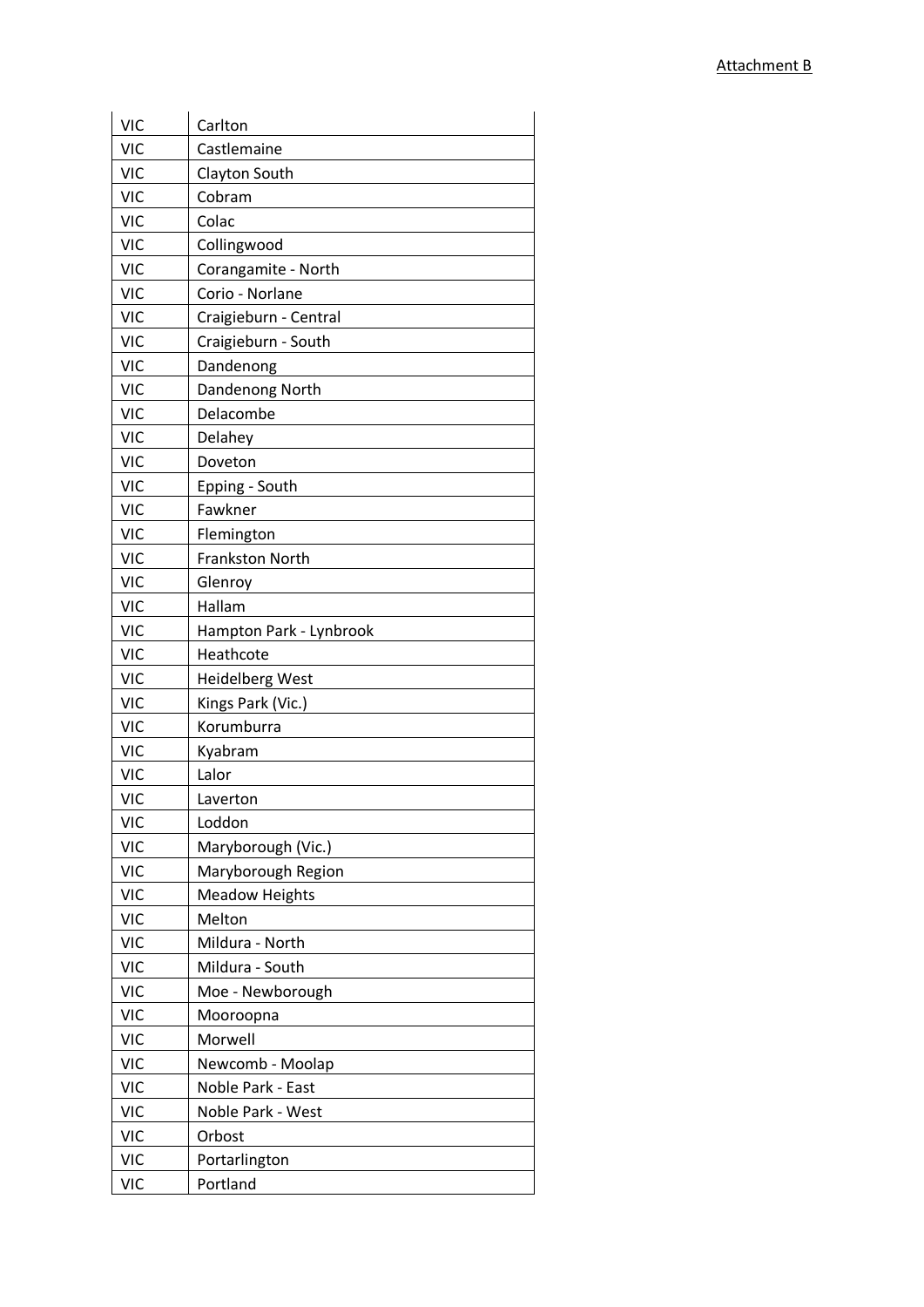Attachment B

| VIC | Carlton |
|---|---|
| VIC | Castlemaine |
| VIC | Clayton South |
| VIC | Cobram |
| VIC | Colac |
| VIC | Collingwood |
| VIC | Corangamite - North |
| VIC | Corio - Norlane |
| VIC | Craigieburn - Central |
| VIC | Craigieburn - South |
| VIC | Dandenong |
| VIC | Dandenong North |
| VIC | Delacombe |
| VIC | Delahey |
| VIC | Doveton |
| VIC | Epping - South |
| VIC | Fawkner |
| VIC | Flemington |
| VIC | Frankston North |
| VIC | Glenroy |
| VIC | Hallam |
| VIC | Hampton Park - Lynbrook |
| VIC | Heathcote |
| VIC | Heidelberg West |
| VIC | Kings Park (Vic.) |
| VIC | Korumburra |
| VIC | Kyabram |
| VIC | Lalor |
| VIC | Laverton |
| VIC | Loddon |
| VIC | Maryborough (Vic.) |
| VIC | Maryborough Region |
| VIC | Meadow Heights |
| VIC | Melton |
| VIC | Mildura - North |
| VIC | Mildura - South |
| VIC | Moe - Newborough |
| VIC | Mooroopna |
| VIC | Morwell |
| VIC | Newcomb - Moolap |
| VIC | Noble Park - East |
| VIC | Noble Park - West |
| VIC | Orbost |
| VIC | Portarlington |
| VIC | Portland |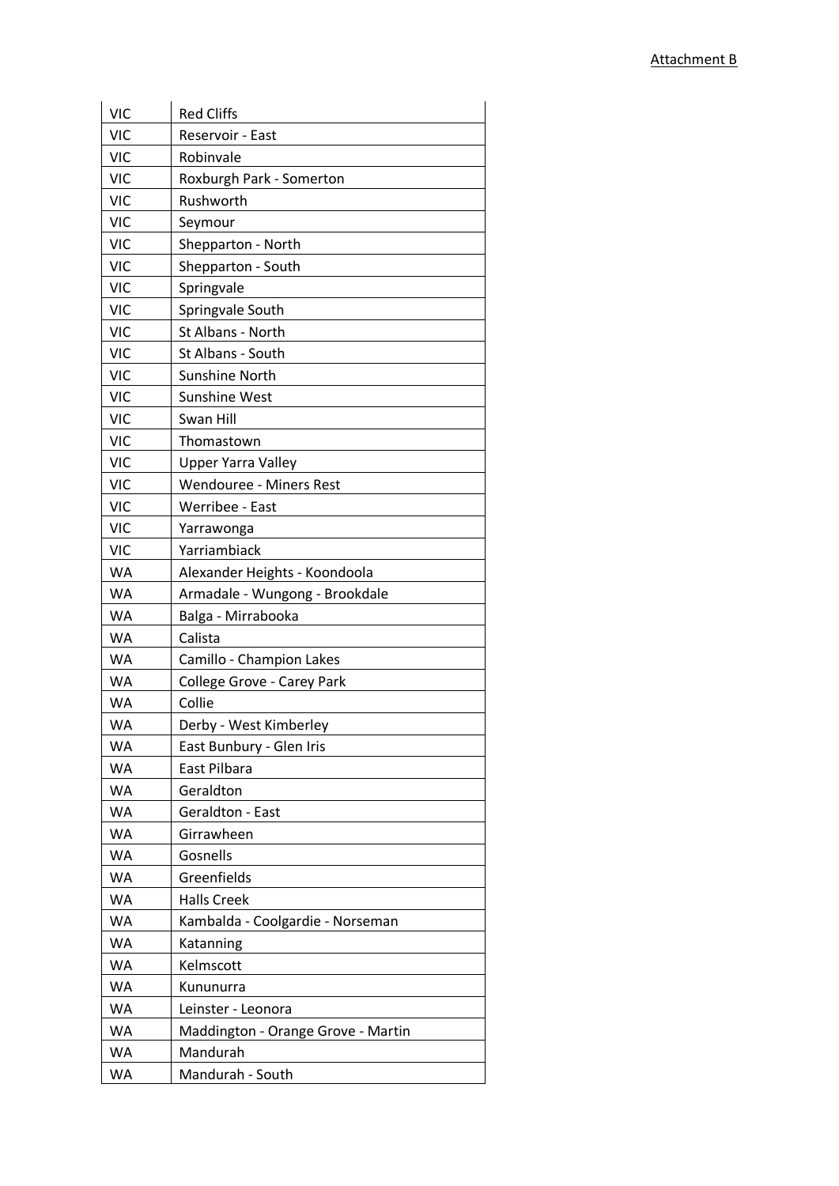| VIC | Red Cliffs |
| --- | --- |
| VIC | Reservoir - East |
| VIC | Robinvale |
| VIC | Roxburgh Park - Somerton |
| VIC | Rushworth |
| VIC | Seymour |
| VIC | Shepparton - North |
| VIC | Shepparton - South |
| VIC | Springvale |
| VIC | Springvale South |
| VIC | St Albans - North |
| VIC | St Albans - South |
| VIC | Sunshine North |
| VIC | Sunshine West |
| VIC | Swan Hill |
| VIC | Thomastown |
| VIC | Upper Yarra Valley |
| VIC | Wendouree - Miners Rest |
| VIC | Werribee - East |
| VIC | Yarrawonga |
| VIC | Yarriambiack |
| WA | Alexander Heights - Koondoola |
| WA | Armadale - Wungong - Brookdale |
| WA | Balga - Mirrabooka |
| WA | Calista |
| WA | Camillo - Champion Lakes |
| WA | College Grove - Carey Park |
| WA | Collie |
| WA | Derby - West Kimberley |
| WA | East Bunbury - Glen Iris |
| WA | East Pilbara |
| WA | Geraldton |
| WA | Geraldton - East |
| WA | Girrawheen |
| WA | Gosnells |
| WA | Greenfields |
| WA | Halls Creek |
| WA | Kambalda - Coolgardie - Norseman |
| WA | Katanning |
| WA | Kelmscott |
| WA | Kununurra |
| WA | Leinster - Leonora |
| WA | Maddington - Orange Grove - Martin |
| WA | Mandurah |
| WA | Mandurah - South |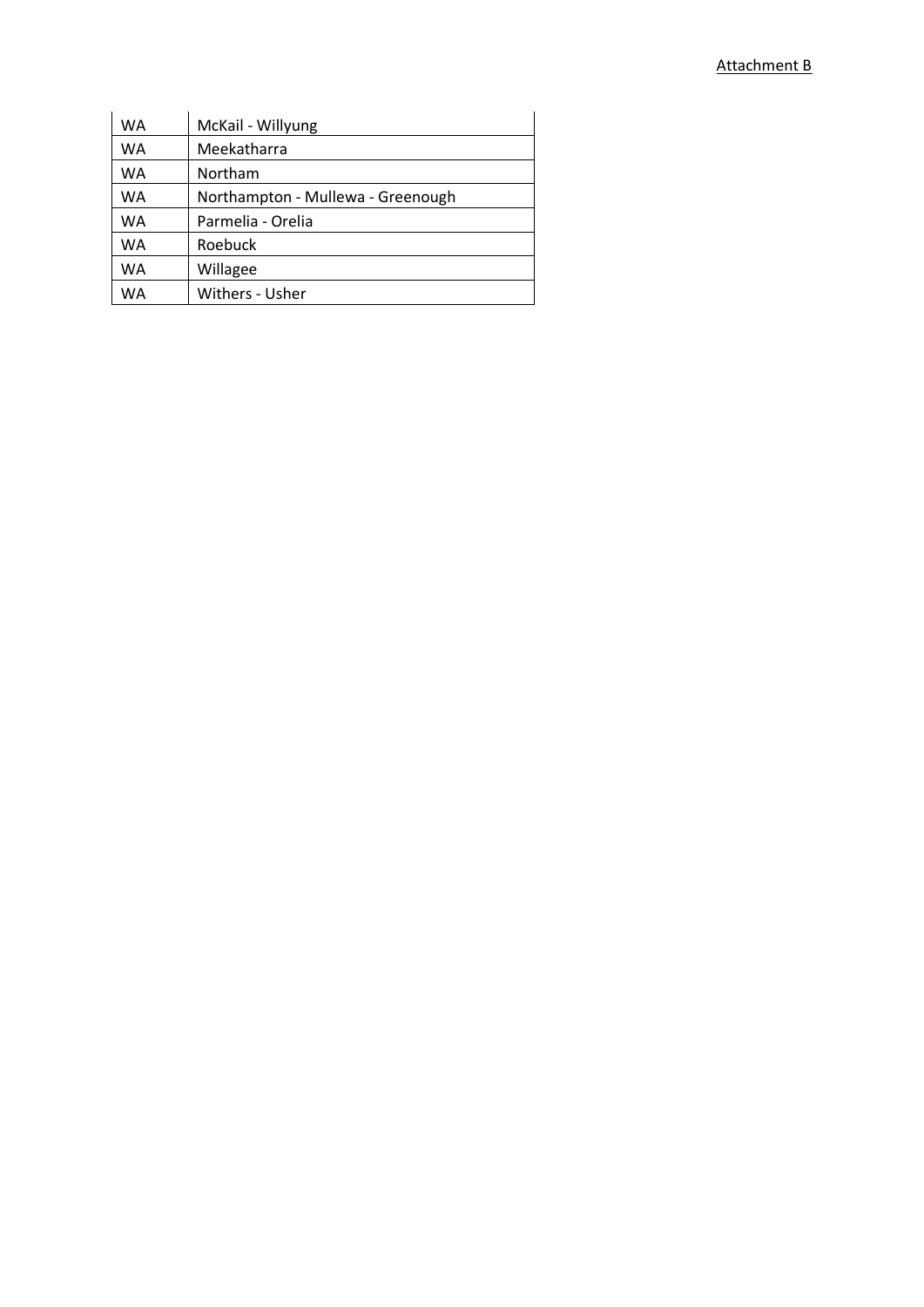Attachment B

| | |
|---|---|
| WA | McKail - Willyung |
| WA | Meekatharra |
| WA | Northam |
| WA | Northampton - Mullewa - Greenough |
| WA | Parmelia - Orelia |
| WA | Roebuck |
| WA | Willagee |
| WA | Withers - Usher |